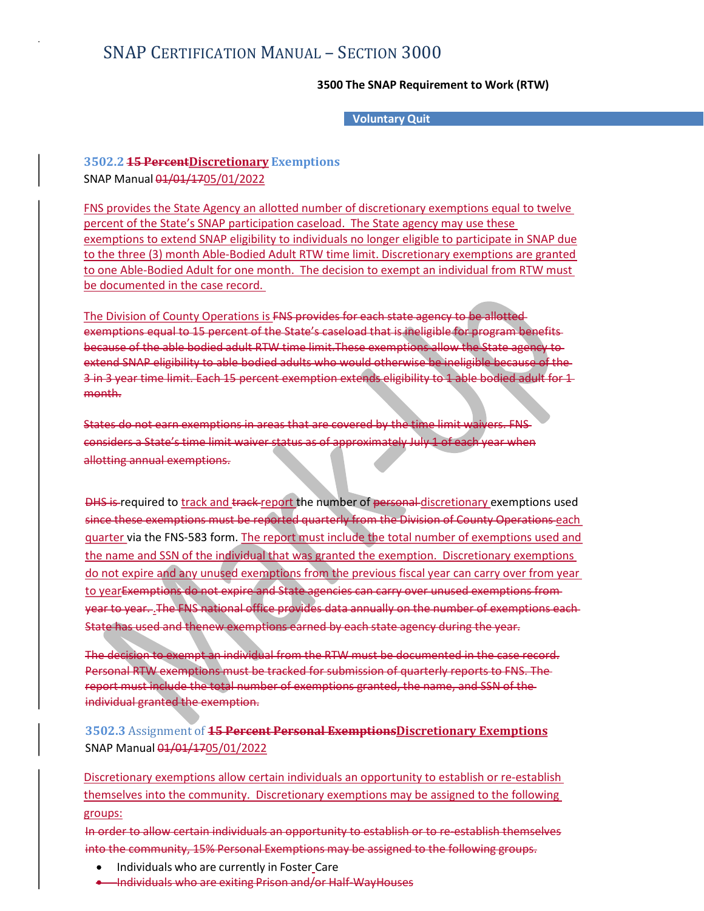**3500 The SNAP Requirement to Work (RTW)**

**Voluntary Quit**

### 3502.2 ~~15 Percent~~Discretionary Exemptions

SNAP Manual ~~01/01/17~~05/01/2022

FNS provides the State Agency an allotted number of discretionary exemptions equal to twelve percent of the State's SNAP participation caseload. The State agency may use these exemptions to extend SNAP eligibility to individuals no longer eligible to participate in SNAP due to the three (3) month Able-Bodied Adult RTW time limit. Discretionary exemptions are granted to one Able-Bodied Adult for one month. The decision to exempt an individual from RTW must be documented in the case record.

The Division of County Operations is ~~FNS provides for each state agency to be allotted exemptions equal to 15 percent of the State's caseload that is ineligible for program benefits because of the able bodied adult RTW time limit.These exemptions allow the State agency to extend SNAP eligibility to able bodied adults who would otherwise be ineligible because of the 3 in 3 year time limit. Each 15 percent exemption extends eligibility to 1 able bodied adult for 1 month.~~

~~States do not earn exemptions in areas that are covered by the time limit waivers. FNS considers a State's time limit waiver status as of approximately July 1 of each year when allotting annual exemptions.~~

~~DHS is~~ required to track and ~~track~~ report the number of ~~personal~~ discretionary exemptions used ~~since these exemptions must be reported quarterly from the Division of County Operations~~ each quarter via the FNS-583 form. The report must include the total number of exemptions used and the name and SSN of the individual that was granted the exemption. Discretionary exemptions do not expire and any unused exemptions from the previous fiscal year can carry over from year to year~~Exemptions do not expire and State agencies can carry over unused exemptions from year to year.~~ ~~The FNS national office provides data annually on the number of exemptions each State has used and thenew exemptions earned by each state agency during the year.~~

~~The decision to exempt an individual from the RTW must be documented in the case record. Personal RTW exemptions must be tracked for submission of quarterly reports to FNS. The report must include the total number of exemptions granted, the name, and SSN of the individual granted the exemption.~~

### 3502.3 Assignment of ~~15 Percent Personal Exemptions~~Discretionary Exemptions

SNAP Manual ~~01/01/17~~05/01/2022

Discretionary exemptions allow certain individuals an opportunity to establish or re-establish themselves into the community. Discretionary exemptions may be assigned to the following groups:

~~In order to allow certain individuals an opportunity to establish or to re-establish themselves into the community, 15% Personal Exemptions may be assigned to the following groups.~~

- Individuals who are currently in Foster Care
- ~~Individuals who are exiting Prison and/or Half-WayHouses~~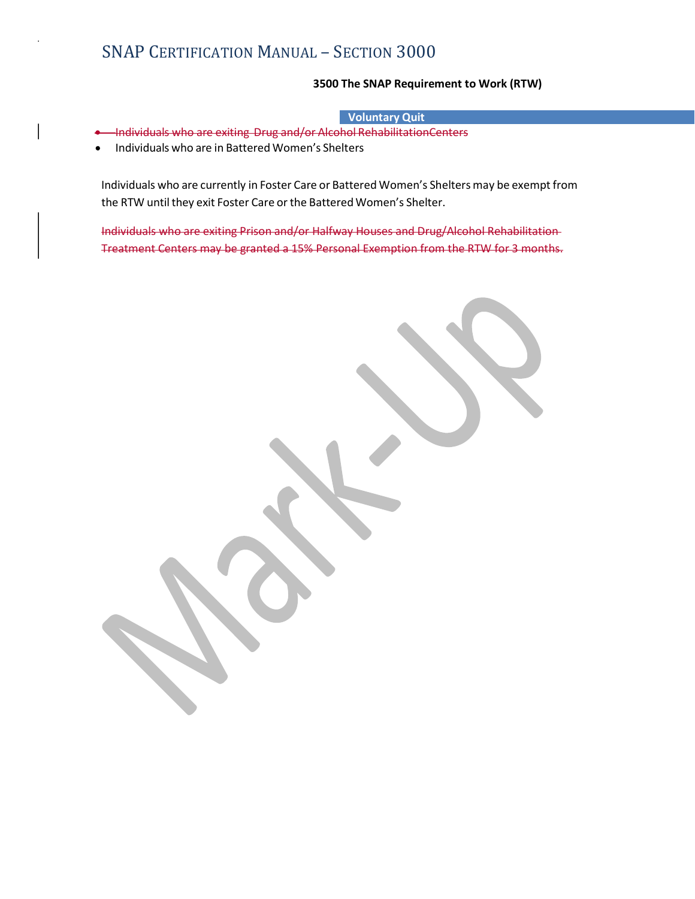## 3500 The SNAP Requirement to Work (RTW)

**Voluntary Quit**

- ~~Individuals who are exiting Drug and/or Alcohol RehabilitationCenters~~
- Individuals who are in Battered Women's Shelters

Individuals who are currently in Foster Care or Battered Women's Shelters may be exempt from the RTW until they exit Foster Care or the Battered Women's Shelter.

~~Individuals who are exiting Prison and/or Halfway Houses and Drug/Alcohol Rehabilitation Treatment Centers may be granted a 15% Personal Exemption from the RTW for 3 months.~~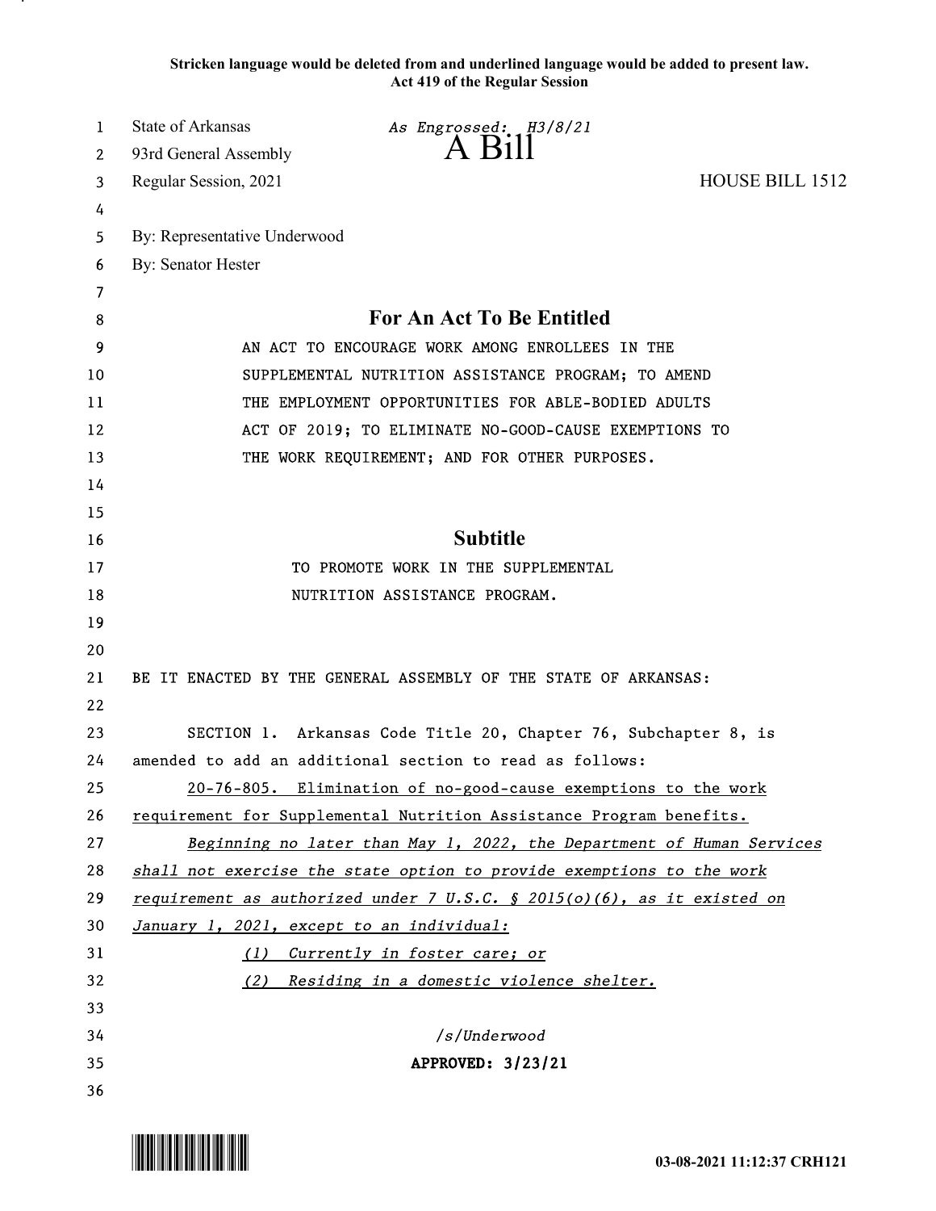**Stricken language would be deleted from and underlined language would be added to present law.**
**Act 419 of the Regular Session**

State of Arkansas *As Engrossed: H3/8/21*
93rd General Assembly **A Bill**
Regular Session, 2021 HOUSE BILL 1512

By: Representative Underwood
By: Senator Hester

## For An Act To Be Entitled

AN ACT TO ENCOURAGE WORK AMONG ENROLLEES IN THE SUPPLEMENTAL NUTRITION ASSISTANCE PROGRAM; TO AMEND THE EMPLOYMENT OPPORTUNITIES FOR ABLE-BODIED ADULTS ACT OF 2019; TO ELIMINATE NO-GOOD-CAUSE EXEMPTIONS TO THE WORK REQUIREMENT; AND FOR OTHER PURPOSES.

## Subtitle

TO PROMOTE WORK IN THE SUPPLEMENTAL NUTRITION ASSISTANCE PROGRAM.

BE IT ENACTED BY THE GENERAL ASSEMBLY OF THE STATE OF ARKANSAS:

SECTION 1. Arkansas Code Title 20, Chapter 76, Subchapter 8, is amended to add an additional section to read as follows:

20-76-805. Elimination of no-good-cause exemptions to the work requirement for Supplemental Nutrition Assistance Program benefits.

*Beginning no later than May 1, 2022, the Department of Human Services shall not exercise the state option to provide exemptions to the work requirement as authorized under 7 U.S.C. § 2015(o)(6), as it existed on January 1, 2021, except to an individual:*

*(1) Currently in foster care; or*

*(2) Residing in a domestic violence shelter.*

*/s/Underwood*

**APPROVED: 3/23/21**